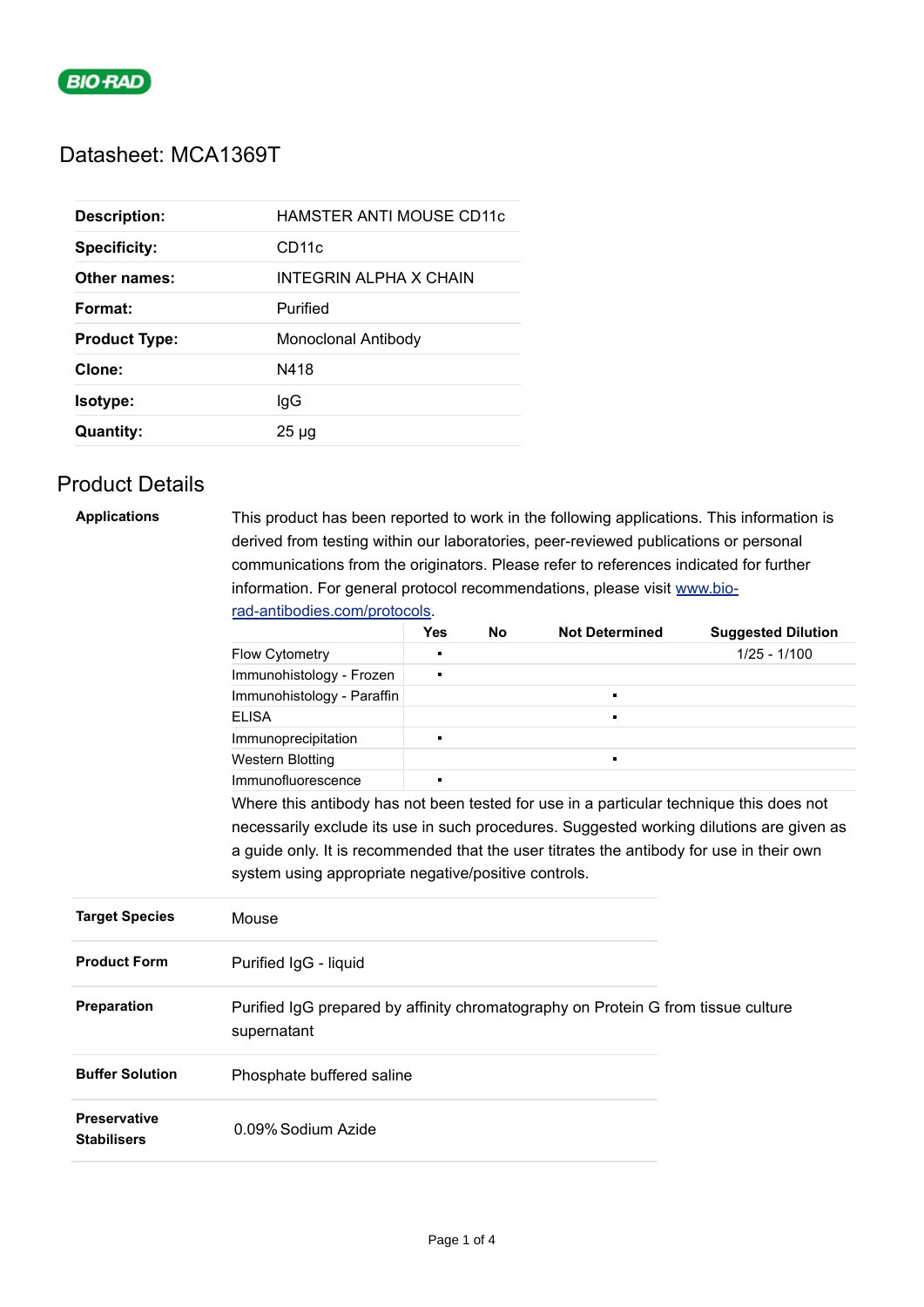# Datasheet: MCA1369T

| | |
|---|---|
| **Description:** | HAMSTER ANTI MOUSE CD11c |
| **Specificity:** | CD11c |
| **Other names:** | INTEGRIN ALPHA X CHAIN |
| **Format:** | Purified |
| **Product Type:** | Monoclonal Antibody |
| **Clone:** | N418 |
| **Isotype:** | IgG |
| **Quantity:** | 25 µg |

## Product Details

**Applications**

This product has been reported to work in the following applications. This information is derived from testing within our laboratories, peer-reviewed publications or personal communications from the originators. Please refer to references indicated for further information. For general protocol recommendations, please visit [www.bio-rad-antibodies.com/protocols](www.bio-rad-antibodies.com/protocols).

| | Yes | No | Not Determined | Suggested Dilution |
|---|---|---|---|---|
| Flow Cytometry | ▪ | | | 1/25 - 1/100 |
| Immunohistology - Frozen | ▪ | | | |
| Immunohistology - Paraffin | | | ▪ | |
| ELISA | | | ▪ | |
| Immunoprecipitation | ▪ | | | |
| Western Blotting | | | ▪ | |
| Immunofluorescence | ▪ | | | |

Where this antibody has not been tested for use in a particular technique this does not necessarily exclude its use in such procedures. Suggested working dilutions are given as a guide only. It is recommended that the user titrates the antibody for use in their own system using appropriate negative/positive controls.

| | |
|---|---|
| **Target Species** | Mouse |
| **Product Form** | Purified IgG - liquid |
| **Preparation** | Purified IgG prepared by affinity chromatography on Protein G from tissue culture supernatant |
| **Buffer Solution** | Phosphate buffered saline |
| **Preservative Stabilisers** | 0.09% Sodium Azide |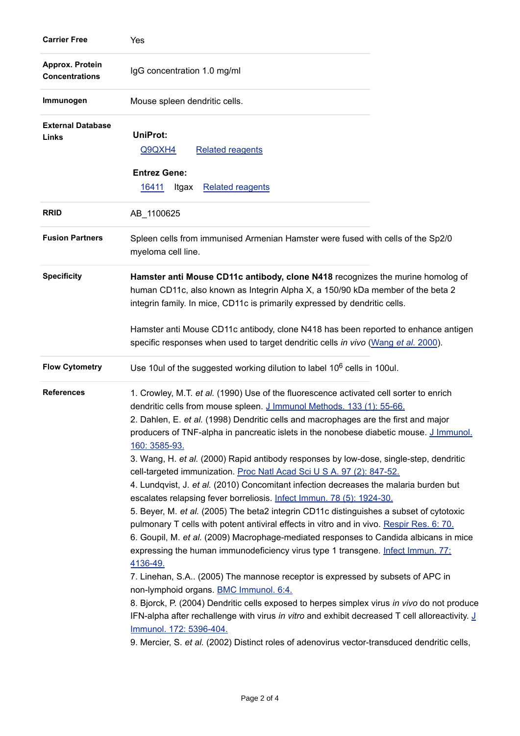| | |
|---|---|
| **Carrier Free** | Yes |
| **Approx. Protein Concentrations** | IgG concentration 1.0 mg/ml |
| **Immunogen** | Mouse spleen dendritic cells. |
| **External Database Links** | **UniProt:** Q9QXH4 Related reagents **Entrez Gene:** 16411 Itgax Related reagents |
| **RRID** | AB_1100625 |
| **Fusion Partners** | Spleen cells from immunised Armenian Hamster were fused with cells of the Sp2/0 myeloma cell line. |
| **Specificity** | **Hamster anti Mouse CD11c antibody, clone N418** recognizes the murine homolog of human CD11c, also known as Integrin Alpha X, a 150/90 kDa member of the beta 2 integrin family. In mice, CD11c is primarily expressed by dendritic cells. Hamster anti Mouse CD11c antibody, clone N418 has been reported to enhance antigen specific responses when used to target dendritic cells *in vivo* (Wang *et al.* 2000). |
| **Flow Cytometry** | Use 10ul of the suggested working dilution to label $10^6$ cells in 100ul. |

**References**

1. Crowley, M.T. *et al.* (1990) Use of the fluorescence activated cell sorter to enrich dendritic cells from mouse spleen. J Immunol Methods. 133 (1): 55-66.
2. Dahlen, E. *et al.* (1998) Dendritic cells and macrophages are the first and major producers of TNF-alpha in pancreatic islets in the nonobese diabetic mouse. J Immunol. 160: 3585-93.
3. Wang, H. *et al.* (2000) Rapid antibody responses by low-dose, single-step, dendritic cell-targeted immunization. Proc Natl Acad Sci U S A. 97 (2): 847-52.
4. Lundqvist, J. *et al.* (2010) Concomitant infection decreases the malaria burden but escalates relapsing fever borreliosis. Infect Immun. 78 (5): 1924-30.
5. Beyer, M. *et al.* (2005) The beta2 integrin CD11c distinguishes a subset of cytotoxic pulmonary T cells with potent antiviral effects in vitro and in vivo. Respir Res. 6: 70.
6. Goupil, M. *et al.* (2009) Macrophage-mediated responses to Candida albicans in mice expressing the human immunodeficiency virus type 1 transgene. Infect Immun. 77: 4136-49.
7. Linehan, S.A.. (2005) The mannose receptor is expressed by subsets of APC in non-lymphoid organs. BMC Immunol. 6:4.
8. Bjorck, P. (2004) Dendritic cells exposed to herpes simplex virus *in vivo* do not produce IFN-alpha after rechallenge with virus *in vitro* and exhibit decreased T cell alloreactivity. J Immunol. 172: 5396-404.
9. Mercier, S. *et al.* (2002) Distinct roles of adenovirus vector-transduced dendritic cells,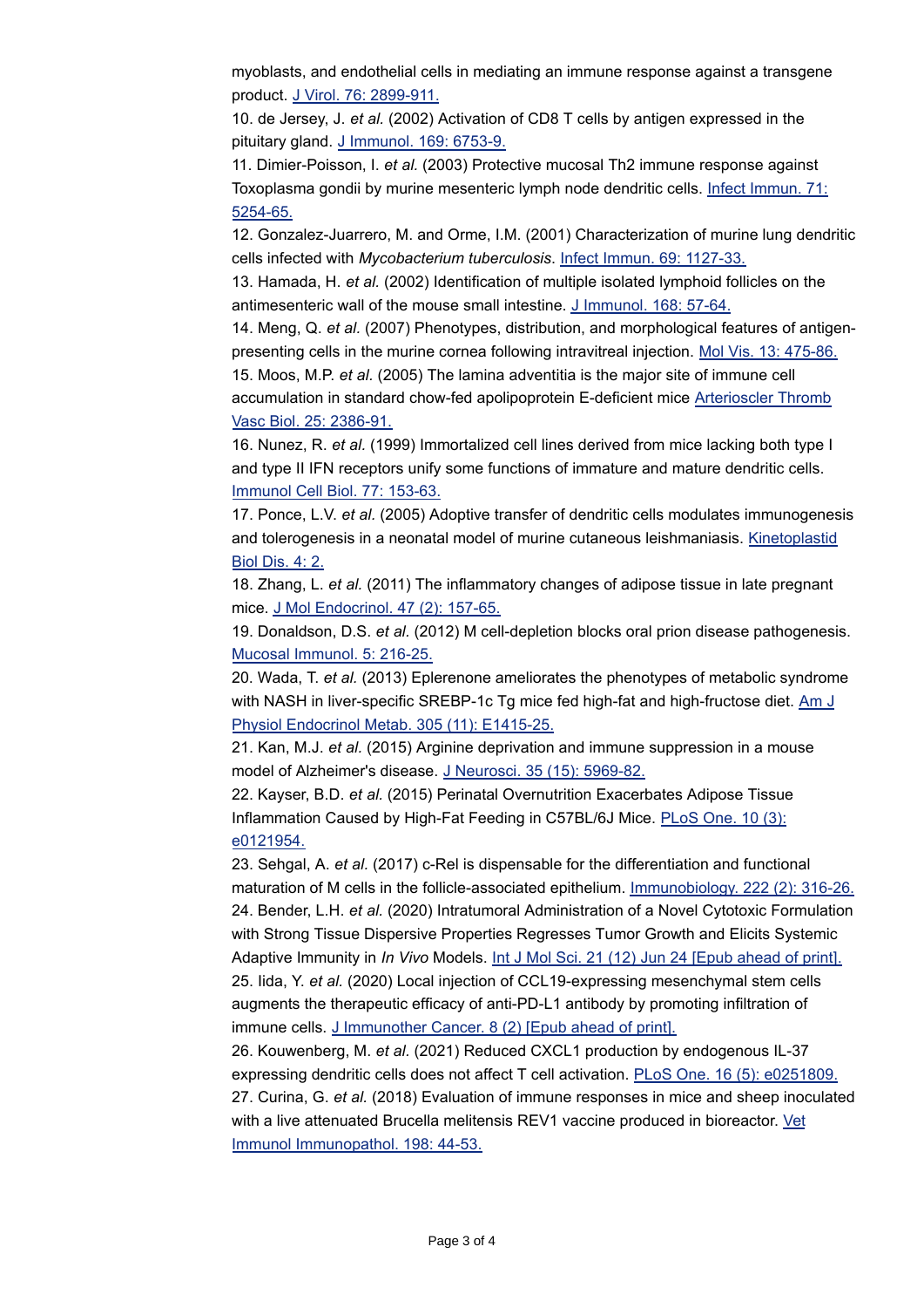myoblasts, and endothelial cells in mediating an immune response against a transgene product. J Virol. 76: 2899-911.

10. de Jersey, J. *et al.* (2002) Activation of CD8 T cells by antigen expressed in the pituitary gland. J Immunol. 169: 6753-9.

11. Dimier-Poisson, I. *et al.* (2003) Protective mucosal Th2 immune response against Toxoplasma gondii by murine mesenteric lymph node dendritic cells. Infect Immun. 71: 5254-65.

12. Gonzalez-Juarrero, M. and Orme, I.M. (2001) Characterization of murine lung dendritic cells infected with *Mycobacterium tuberculosis*. Infect Immun. 69: 1127-33.

13. Hamada, H. *et al.* (2002) Identification of multiple isolated lymphoid follicles on the antimesenteric wall of the mouse small intestine. J Immunol. 168: 57-64.

14. Meng, Q. *et al.* (2007) Phenotypes, distribution, and morphological features of antigen-presenting cells in the murine cornea following intravitreal injection. Mol Vis. 13: 475-86.

15. Moos, M.P. *et al.* (2005) The lamina adventitia is the major site of immune cell accumulation in standard chow-fed apolipoprotein E-deficient mice Arterioscler Thromb Vasc Biol. 25: 2386-91.

16. Nunez, R. *et al.* (1999) Immortalized cell lines derived from mice lacking both type I and type II IFN receptors unify some functions of immature and mature dendritic cells. Immunol Cell Biol. 77: 153-63.

17. Ponce, L.V. *et al.* (2005) Adoptive transfer of dendritic cells modulates immunogenesis and tolerogenesis in a neonatal model of murine cutaneous leishmaniasis. Kinetoplastid Biol Dis. 4: 2.

18. Zhang, L. *et al.* (2011) The inflammatory changes of adipose tissue in late pregnant mice. J Mol Endocrinol. 47 (2): 157-65.

19. Donaldson, D.S. *et al.* (2012) M cell-depletion blocks oral prion disease pathogenesis. Mucosal Immunol. 5: 216-25.

20. Wada, T. *et al.* (2013) Eplerenone ameliorates the phenotypes of metabolic syndrome with NASH in liver-specific SREBP-1c Tg mice fed high-fat and high-fructose diet. Am J Physiol Endocrinol Metab. 305 (11): E1415-25.

21. Kan, M.J. *et al.* (2015) Arginine deprivation and immune suppression in a mouse model of Alzheimer's disease. J Neurosci. 35 (15): 5969-82.

22. Kayser, B.D. *et al.* (2015) Perinatal Overnutrition Exacerbates Adipose Tissue Inflammation Caused by High-Fat Feeding in C57BL/6J Mice. PLoS One. 10 (3): e0121954.

23. Sehgal, A. *et al.* (2017) c-Rel is dispensable for the differentiation and functional maturation of M cells in the follicle-associated epithelium. Immunobiology. 222 (2): 316-26.

24. Bender, L.H. *et al.* (2020) Intratumoral Administration of a Novel Cytotoxic Formulation with Strong Tissue Dispersive Properties Regresses Tumor Growth and Elicits Systemic Adaptive Immunity in *In Vivo* Models. Int J Mol Sci. 21 (12) Jun 24 [Epub ahead of print].

25. Iida, Y. *et al.* (2020) Local injection of CCL19-expressing mesenchymal stem cells augments the therapeutic efficacy of anti-PD-L1 antibody by promoting infiltration of immune cells. J Immunother Cancer. 8 (2) [Epub ahead of print].

26. Kouwenberg, M. *et al.* (2021) Reduced CXCL1 production by endogenous IL-37 expressing dendritic cells does not affect T cell activation. PLoS One. 16 (5): e0251809.

27. Curina, G. *et al.* (2018) Evaluation of immune responses in mice and sheep inoculated with a live attenuated Brucella melitensis REV1 vaccine produced in bioreactor. Vet Immunol Immunopathol. 198: 44-53.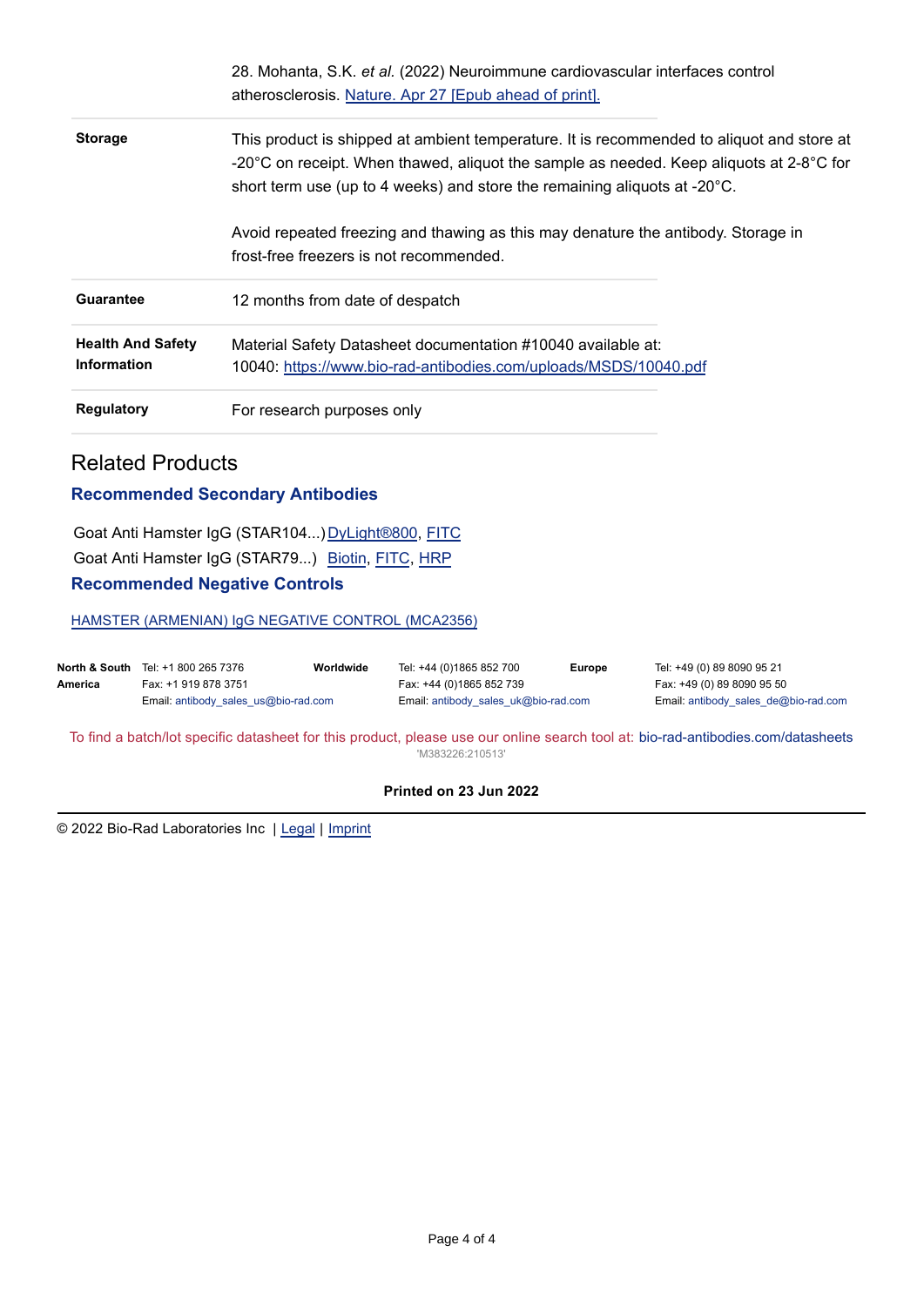28. Mohanta, S.K. *et al.* (2022) Neuroimmune cardiovascular interfaces control atherosclerosis. Nature. Apr 27 [Epub ahead of print].

| | |
|---|---|
| **Storage** | This product is shipped at ambient temperature. It is recommended to aliquot and store at -20°C on receipt. When thawed, aliquot the sample as needed. Keep aliquots at 2-8°C for short term use (up to 4 weeks) and store the remaining aliquots at -20°C.<br><br>Avoid repeated freezing and thawing as this may denature the antibody. Storage in frost-free freezers is not recommended. |
| **Guarantee** | 12 months from date of despatch |
| **Health And Safety Information** | Material Safety Datasheet documentation #10040 available at:<br>10040: https://www.bio-rad-antibodies.com/uploads/MSDS/10040.pdf |
| **Regulatory** | For research purposes only |

## Related Products

### Recommended Secondary Antibodies

Goat Anti Hamster IgG (STAR104...) DyLight®800, FITC
Goat Anti Hamster IgG (STAR79...) Biotin, FITC, HRP

### Recommended Negative Controls

HAMSTER (ARMENIAN) IgG NEGATIVE CONTROL (MCA2356)

| | | | | | |
|---|---|---|---|---|---|
| **North & South America** | Tel: +1 800 265 7376<br>Fax: +1 919 878 3751<br>Email: antibody_sales_us@bio-rad.com | **Worldwide** | Tel: +44 (0)1865 852 700<br>Fax: +44 (0)1865 852 739<br>Email: antibody_sales_uk@bio-rad.com | **Europe** | Tel: +49 (0) 89 8090 95 21<br>Fax: +49 (0) 89 8090 95 50<br>Email: antibody_sales_de@bio-rad.com |

To find a batch/lot specific datasheet for this product, please use our online search tool at: bio-rad-antibodies.com/datasheets

'M383226:210513'

**Printed on 23 Jun 2022**

© 2022 Bio-Rad Laboratories Inc | Legal | Imprint